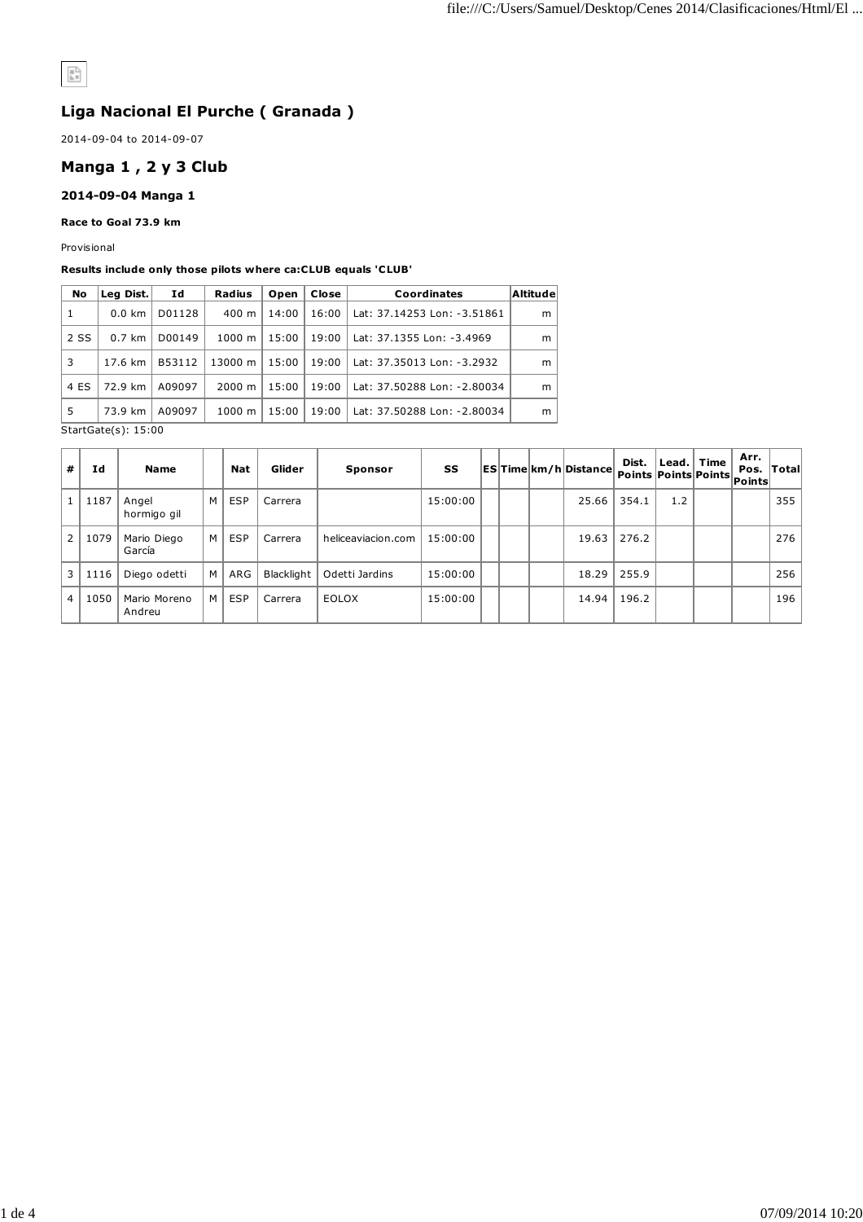## Liga Nacional El Purche ( Granada )

2014-09-04 to 2014-09-07

## Manga 1 , 2 y 3 Club

### 2014-09-04 Manga 1

**Race to Goal 73.9 km**

Provisional

**Results include only those pilots where ca:CLUB equals 'CLUB'**

| No | Leg Dist. | Id | Radius | Open | Close | Coordinates | Altitude |
|---|---|---|---|---|---|---|---|
| 1 | 0.0 km | D01128 | 400 m | 14:00 | 16:00 | Lat: 37.14253 Lon: -3.51861 | m |
| 2 SS | 0.7 km | D00149 | 1000 m | 15:00 | 19:00 | Lat: 37.1355 Lon: -3.4969 | m |
| 3 | 17.6 km | B53112 | 13000 m | 15:00 | 19:00 | Lat: 37.35013 Lon: -3.2932 | m |
| 4 ES | 72.9 km | A09097 | 2000 m | 15:00 | 19:00 | Lat: 37.50288 Lon: -2.80034 | m |
| 5 | 73.9 km | A09097 | 1000 m | 15:00 | 19:00 | Lat: 37.50288 Lon: -2.80034 | m |

StartGate(s): 15:00

| # | Id | Name | | Nat | Glider | Sponsor | SS | ES | Time | km/h | Distance | Dist. Points | Lead. Points | Time Points | Arr. Pos. Points | Total |
|---|---|---|---|---|---|---|---|---|---|---|---|---|---|---|---|---|
| 1 | 1187 | Angel hormigo gil | M | ESP | Carrera | | 15:00:00 | | | | 25.66 | 354.1 | 1.2 | | | 355 |
| 2 | 1079 | Mario Diego García | M | ESP | Carrera | heliceaviacion.com | 15:00:00 | | | | 19.63 | 276.2 | | | | 276 |
| 3 | 1116 | Diego odetti | M | ARG | Blacklight | Odetti Jardins | 15:00:00 | | | | 18.29 | 255.9 | | | | 256 |
| 4 | 1050 | Mario Moreno Andreu | M | ESP | Carrera | EOLOX | 15:00:00 | | | | 14.94 | 196.2 | | | | 196 |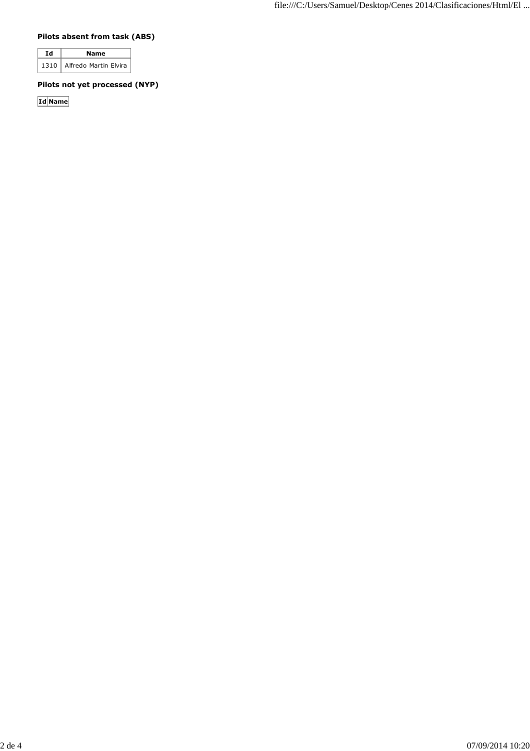**Pilots absent from task (ABS)**

| Id | Name |
| --- | --- |
| 1310 | Alfredo Martin Elvira |

**Pilots not yet processed (NYP)**

| Id | Name |
| --- | --- |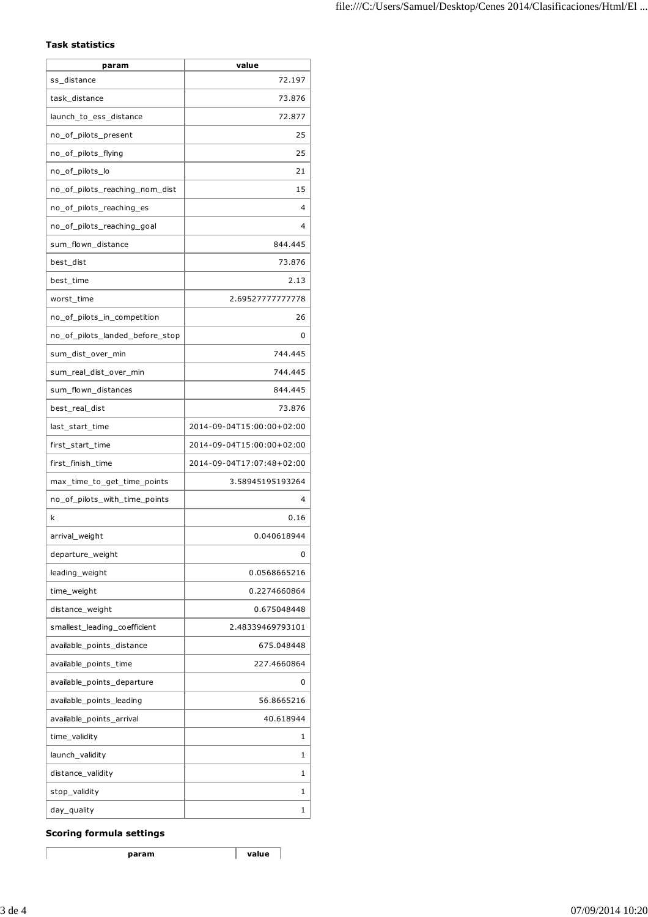### Task statistics

| param | value |
|---|---|
| ss_distance | 72.197 |
| task_distance | 73.876 |
| launch_to_ess_distance | 72.877 |
| no_of_pilots_present | 25 |
| no_of_pilots_flying | 25 |
| no_of_pilots_lo | 21 |
| no_of_pilots_reaching_nom_dist | 15 |
| no_of_pilots_reaching_es | 4 |
| no_of_pilots_reaching_goal | 4 |
| sum_flown_distance | 844.445 |
| best_dist | 73.876 |
| best_time | 2.13 |
| worst_time | 2.69527777777778 |
| no_of_pilots_in_competition | 26 |
| no_of_pilots_landed_before_stop | 0 |
| sum_dist_over_min | 744.445 |
| sum_real_dist_over_min | 744.445 |
| sum_flown_distances | 844.445 |
| best_real_dist | 73.876 |
| last_start_time | 2014-09-04T15:00:00+02:00 |
| first_start_time | 2014-09-04T15:00:00+02:00 |
| first_finish_time | 2014-09-04T17:07:48+02:00 |
| max_time_to_get_time_points | 3.58945195193264 |
| no_of_pilots_with_time_points | 4 |
| k | 0.16 |
| arrival_weight | 0.040618944 |
| departure_weight | 0 |
| leading_weight | 0.0568665216 |
| time_weight | 0.2274660864 |
| distance_weight | 0.675048448 |
| smallest_leading_coefficient | 2.48339469793101 |
| available_points_distance | 675.048448 |
| available_points_time | 227.4660864 |
| available_points_departure | 0 |
| available_points_leading | 56.8665216 |
| available_points_arrival | 40.618944 |
| time_validity | 1 |
| launch_validity | 1 |
| distance_validity | 1 |
| stop_validity | 1 |
| day_quality | 1 |

### Scoring formula settings

| param | value |
|---|---|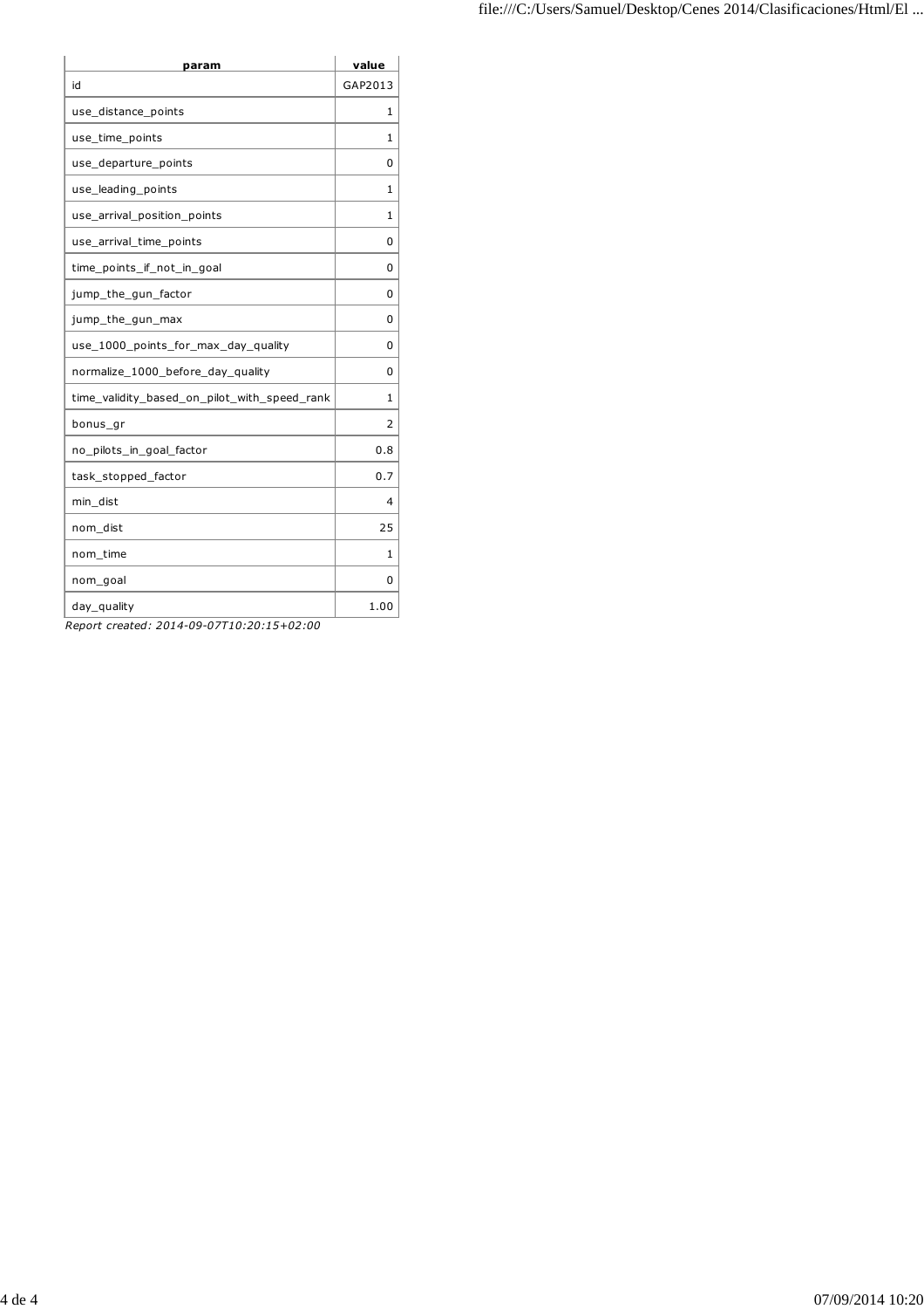| param | value |
| --- | --- |
| id | GAP2013 |
| use_distance_points | 1 |
| use_time_points | 1 |
| use_departure_points | 0 |
| use_leading_points | 1 |
| use_arrival_position_points | 1 |
| use_arrival_time_points | 0 |
| time_points_if_not_in_goal | 0 |
| jump_the_gun_factor | 0 |
| jump_the_gun_max | 0 |
| use_1000_points_for_max_day_quality | 0 |
| normalize_1000_before_day_quality | 0 |
| time_validity_based_on_pilot_with_speed_rank | 1 |
| bonus_gr | 2 |
| no_pilots_in_goal_factor | 0.8 |
| task_stopped_factor | 0.7 |
| min_dist | 4 |
| nom_dist | 25 |
| nom_time | 1 |
| nom_goal | 0 |
| day_quality | 1.00 |

*Report created: 2014-09-07T10:20:15+02:00*